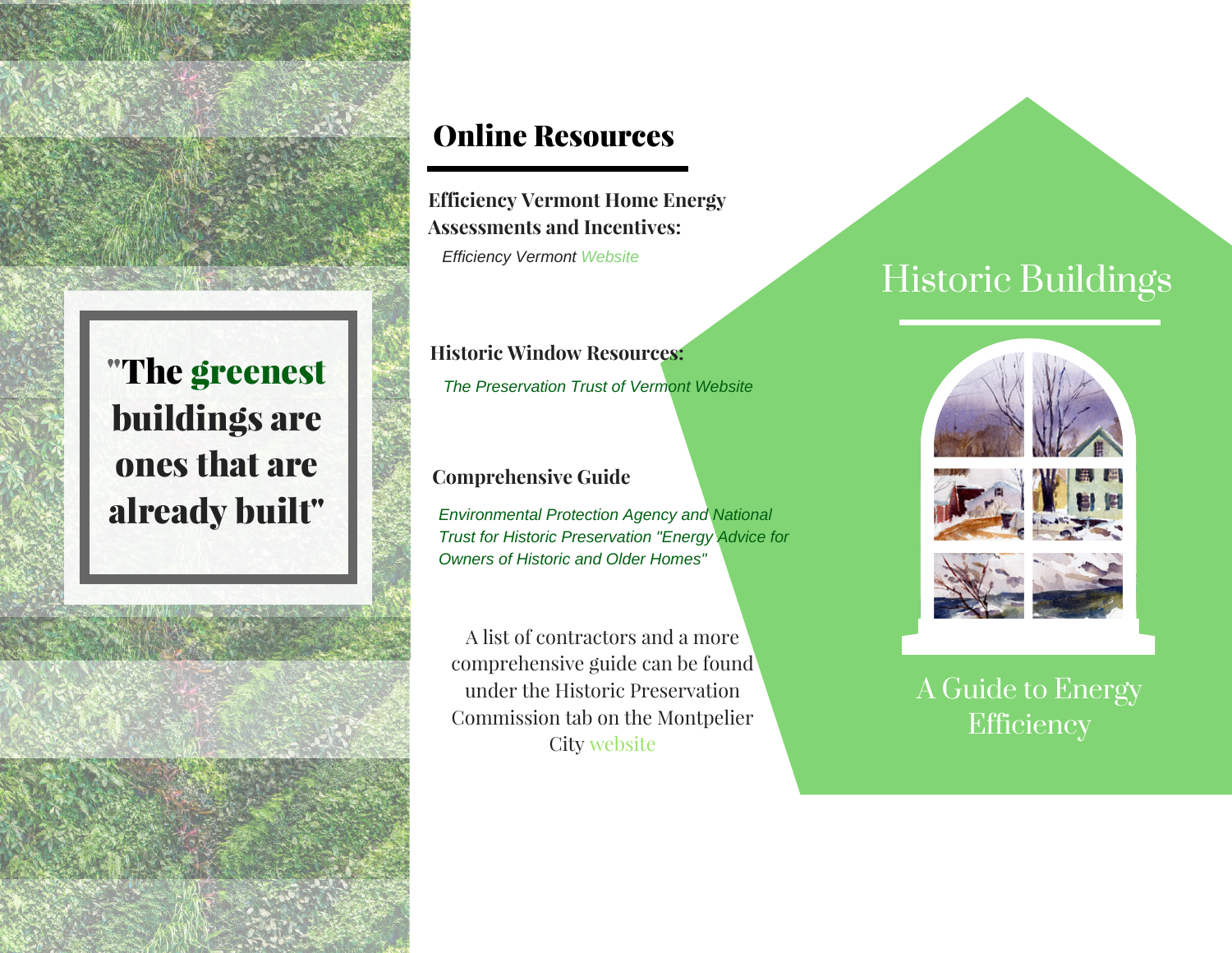"The **greenest** buildings are ones that are already built"

## Online Resources

**Efficiency Vermont Home Energy Assessments and Incentives:**

*Efficiency Vermont Website*

**Historic Window Resources:**

*The Preservation Trust of Vermont Website*

**Comprehensive Guide**

*Environmental Protection Agency and National Trust for Historic Preservation "Energy Advice for Owners of Historic and Older Homes"*

A list of contractors and a more comprehensive guide can be found under the Historic Preservation Commission tab on the Montpelier City website

# Historic Buildings

A Guide to Energy Efficiency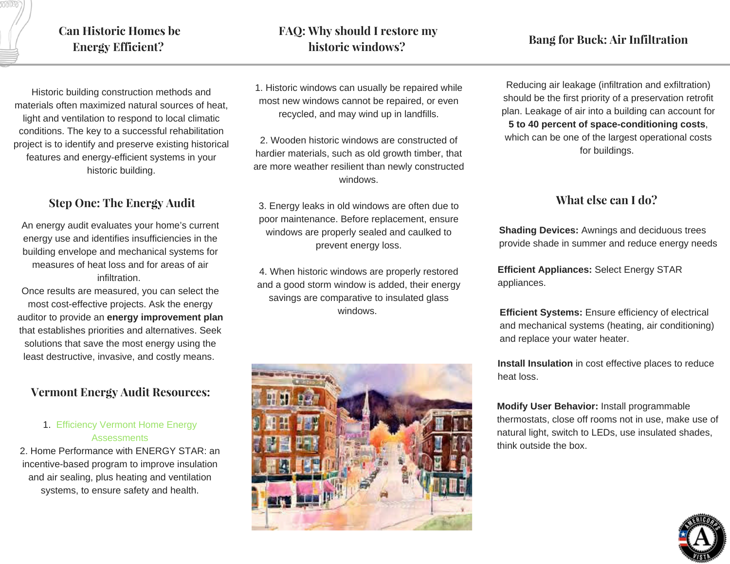## Can Historic Homes be Energy Efficient?

Historic building construction methods and materials often maximized natural sources of heat, light and ventilation to respond to local climatic conditions. The key to a successful rehabilitation project is to identify and preserve existing historical features and energy-efficient systems in your historic building.

### Step One: The Energy Audit

An energy audit evaluates your home's current energy use and identifies insufficiencies in the building envelope and mechanical systems for measures of heat loss and for areas of air infiltration.

Once results are measured, you can select the most cost-effective projects. Ask the energy auditor to provide an **energy improvement plan** that establishes priorities and alternatives. Seek solutions that save the most energy using the least destructive, invasive, and costly means.

### Vermont Energy Audit Resources:

1. Efficiency Vermont Home Energy Assessments
2. Home Performance with ENERGY STAR: an incentive-based program to improve insulation and air sealing, plus heating and ventilation systems, to ensure safety and health.

## FAQ: Why should I restore my historic windows?

1. Historic windows can usually be repaired while most new windows cannot be repaired, or even recycled, and may wind up in landfills.

2. Wooden historic windows are constructed of hardier materials, such as old growth timber, that are more weather resilient than newly constructed windows.

3. Energy leaks in old windows are often due to poor maintenance. Before replacement, ensure windows are properly sealed and caulked to prevent energy loss.

4. When historic windows are properly restored and a good storm window is added, their energy savings are comparative to insulated glass windows.

## Bang for Buck: Air Infiltration

Reducing air leakage (infiltration and exfiltration) should be the first priority of a preservation retrofit plan. Leakage of air into a building can account for **5 to 40 percent of space-conditioning costs**, which can be one of the largest operational costs for buildings.

### What else can I do?

**Shading Devices:** Awnings and deciduous trees provide shade in summer and reduce energy needs

**Efficient Appliances:** Select Energy STAR appliances.

**Efficient Systems:** Ensure efficiency of electrical and mechanical systems (heating, air conditioning) and replace your water heater.

**Install Insulation** in cost effective places to reduce heat loss.

**Modify User Behavior:** Install programmable thermostats, close off rooms not in use, make use of natural light, switch to LEDs, use insulated shades, think outside the box.